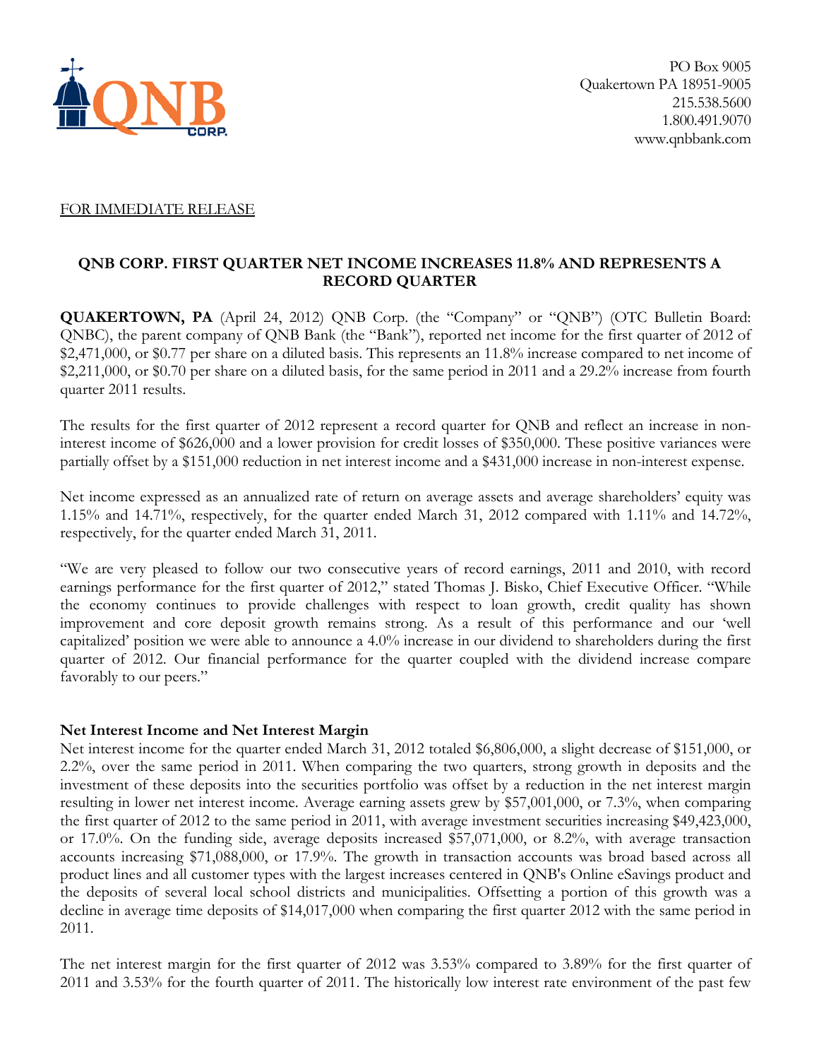PO Box 9005
Quakertown PA 18951-9005
215.538.5600
1.800.491.9070
www.qnbbank.com

FOR IMMEDIATE RELEASE

## QNB CORP. FIRST QUARTER NET INCOME INCREASES 11.8% AND REPRESENTS A RECORD QUARTER

**QUAKERTOWN, PA** (April 24, 2012) QNB Corp. (the "Company" or "QNB") (OTC Bulletin Board: QNBC), the parent company of QNB Bank (the "Bank"), reported net income for the first quarter of 2012 of $2,471,000, or $0.77 per share on a diluted basis. This represents an 11.8% increase compared to net income of $2,211,000, or $0.70 per share on a diluted basis, for the same period in 2011 and a 29.2% increase from fourth quarter 2011 results.

The results for the first quarter of 2012 represent a record quarter for QNB and reflect an increase in non-interest income of $626,000 and a lower provision for credit losses of $350,000. These positive variances were partially offset by a $151,000 reduction in net interest income and a $431,000 increase in non-interest expense.

Net income expressed as an annualized rate of return on average assets and average shareholders' equity was 1.15% and 14.71%, respectively, for the quarter ended March 31, 2012 compared with 1.11% and 14.72%, respectively, for the quarter ended March 31, 2011.

"We are very pleased to follow our two consecutive years of record earnings, 2011 and 2010, with record earnings performance for the first quarter of 2012," stated Thomas J. Bisko, Chief Executive Officer. "While the economy continues to provide challenges with respect to loan growth, credit quality has shown improvement and core deposit growth remains strong. As a result of this performance and our 'well capitalized' position we were able to announce a 4.0% increase in our dividend to shareholders during the first quarter of 2012. Our financial performance for the quarter coupled with the dividend increase compare favorably to our peers."

### Net Interest Income and Net Interest Margin

Net interest income for the quarter ended March 31, 2012 totaled $6,806,000, a slight decrease of $151,000, or 2.2%, over the same period in 2011. When comparing the two quarters, strong growth in deposits and the investment of these deposits into the securities portfolio was offset by a reduction in the net interest margin resulting in lower net interest income. Average earning assets grew by $57,001,000, or 7.3%, when comparing the first quarter of 2012 to the same period in 2011, with average investment securities increasing $49,423,000, or 17.0%. On the funding side, average deposits increased $57,071,000, or 8.2%, with average transaction accounts increasing $71,088,000, or 17.9%. The growth in transaction accounts was broad based across all product lines and all customer types with the largest increases centered in QNB's Online eSavings product and the deposits of several local school districts and municipalities. Offsetting a portion of this growth was a decline in average time deposits of $14,017,000 when comparing the first quarter 2012 with the same period in 2011.

The net interest margin for the first quarter of 2012 was 3.53% compared to 3.89% for the first quarter of 2011 and 3.53% for the fourth quarter of 2011. The historically low interest rate environment of the past few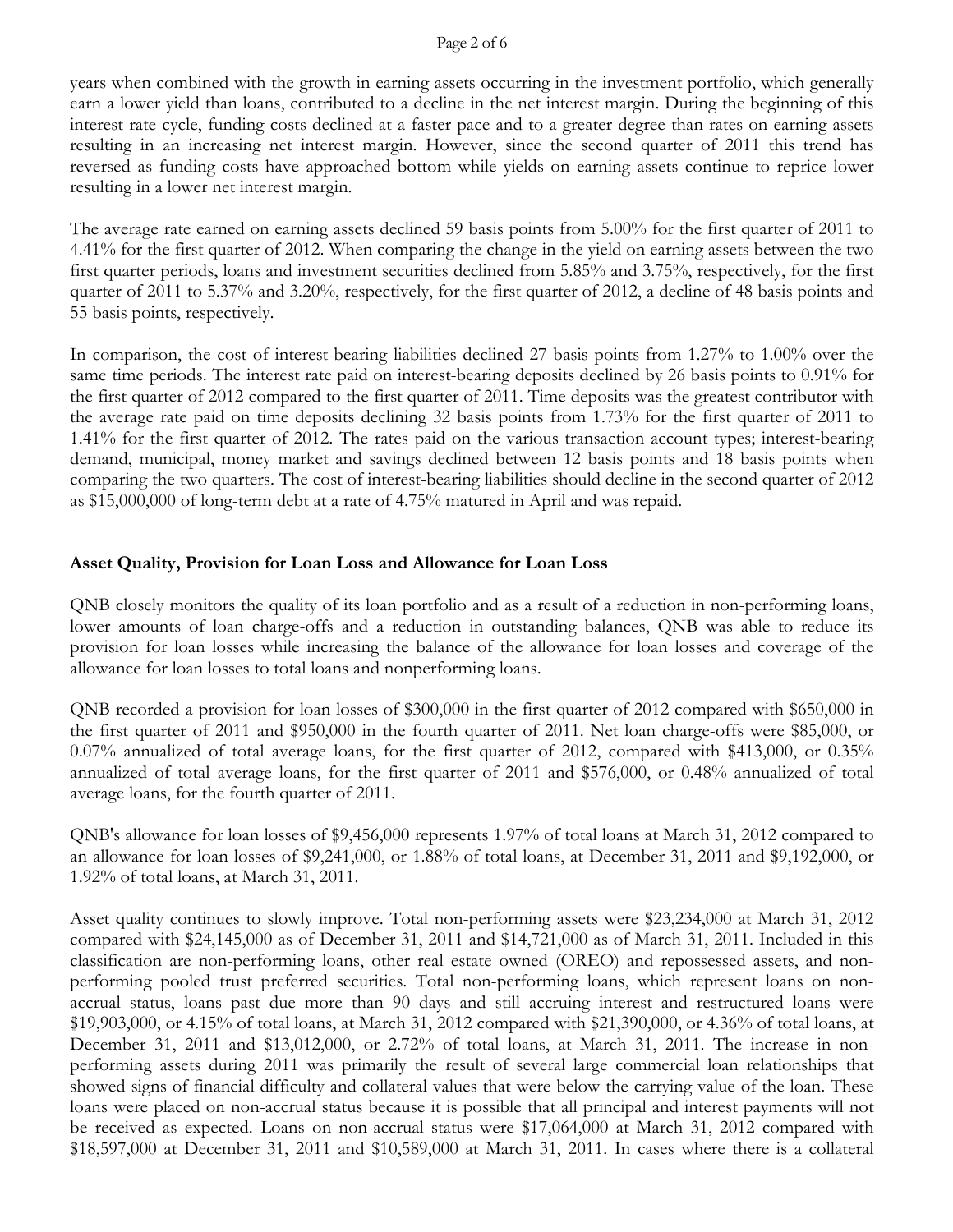years when combined with the growth in earning assets occurring in the investment portfolio, which generally earn a lower yield than loans, contributed to a decline in the net interest margin. During the beginning of this interest rate cycle, funding costs declined at a faster pace and to a greater degree than rates on earning assets resulting in an increasing net interest margin. However, since the second quarter of 2011 this trend has reversed as funding costs have approached bottom while yields on earning assets continue to reprice lower resulting in a lower net interest margin.

The average rate earned on earning assets declined 59 basis points from 5.00% for the first quarter of 2011 to 4.41% for the first quarter of 2012. When comparing the change in the yield on earning assets between the two first quarter periods, loans and investment securities declined from 5.85% and 3.75%, respectively, for the first quarter of 2011 to 5.37% and 3.20%, respectively, for the first quarter of 2012, a decline of 48 basis points and 55 basis points, respectively.

In comparison, the cost of interest-bearing liabilities declined 27 basis points from 1.27% to 1.00% over the same time periods. The interest rate paid on interest-bearing deposits declined by 26 basis points to 0.91% for the first quarter of 2012 compared to the first quarter of 2011. Time deposits was the greatest contributor with the average rate paid on time deposits declining 32 basis points from 1.73% for the first quarter of 2011 to 1.41% for the first quarter of 2012. The rates paid on the various transaction account types; interest-bearing demand, municipal, money market and savings declined between 12 basis points and 18 basis points when comparing the two quarters. The cost of interest-bearing liabilities should decline in the second quarter of 2012 as $15,000,000 of long-term debt at a rate of 4.75% matured in April and was repaid.

**Asset Quality, Provision for Loan Loss and Allowance for Loan Loss**

QNB closely monitors the quality of its loan portfolio and as a result of a reduction in non-performing loans, lower amounts of loan charge-offs and a reduction in outstanding balances, QNB was able to reduce its provision for loan losses while increasing the balance of the allowance for loan losses and coverage of the allowance for loan losses to total loans and nonperforming loans.

QNB recorded a provision for loan losses of $300,000 in the first quarter of 2012 compared with $650,000 in the first quarter of 2011 and $950,000 in the fourth quarter of 2011. Net loan charge-offs were $85,000, or 0.07% annualized of total average loans, for the first quarter of 2012, compared with $413,000, or 0.35% annualized of total average loans, for the first quarter of 2011 and $576,000, or 0.48% annualized of total average loans, for the fourth quarter of 2011.

QNB's allowance for loan losses of $9,456,000 represents 1.97% of total loans at March 31, 2012 compared to an allowance for loan losses of $9,241,000, or 1.88% of total loans, at December 31, 2011 and $9,192,000, or 1.92% of total loans, at March 31, 2011.

Asset quality continues to slowly improve. Total non-performing assets were $23,234,000 at March 31, 2012 compared with $24,145,000 as of December 31, 2011 and $14,721,000 as of March 31, 2011. Included in this classification are non-performing loans, other real estate owned (OREO) and repossessed assets, and non-performing pooled trust preferred securities. Total non-performing loans, which represent loans on non-accrual status, loans past due more than 90 days and still accruing interest and restructured loans were $19,903,000, or 4.15% of total loans, at March 31, 2012 compared with $21,390,000, or 4.36% of total loans, at December 31, 2011 and $13,012,000, or 2.72% of total loans, at March 31, 2011. The increase in non-performing assets during 2011 was primarily the result of several large commercial loan relationships that showed signs of financial difficulty and collateral values that were below the carrying value of the loan. These loans were placed on non-accrual status because it is possible that all principal and interest payments will not be received as expected. Loans on non-accrual status were $17,064,000 at March 31, 2012 compared with $18,597,000 at December 31, 2011 and $10,589,000 at March 31, 2011. In cases where there is a collateral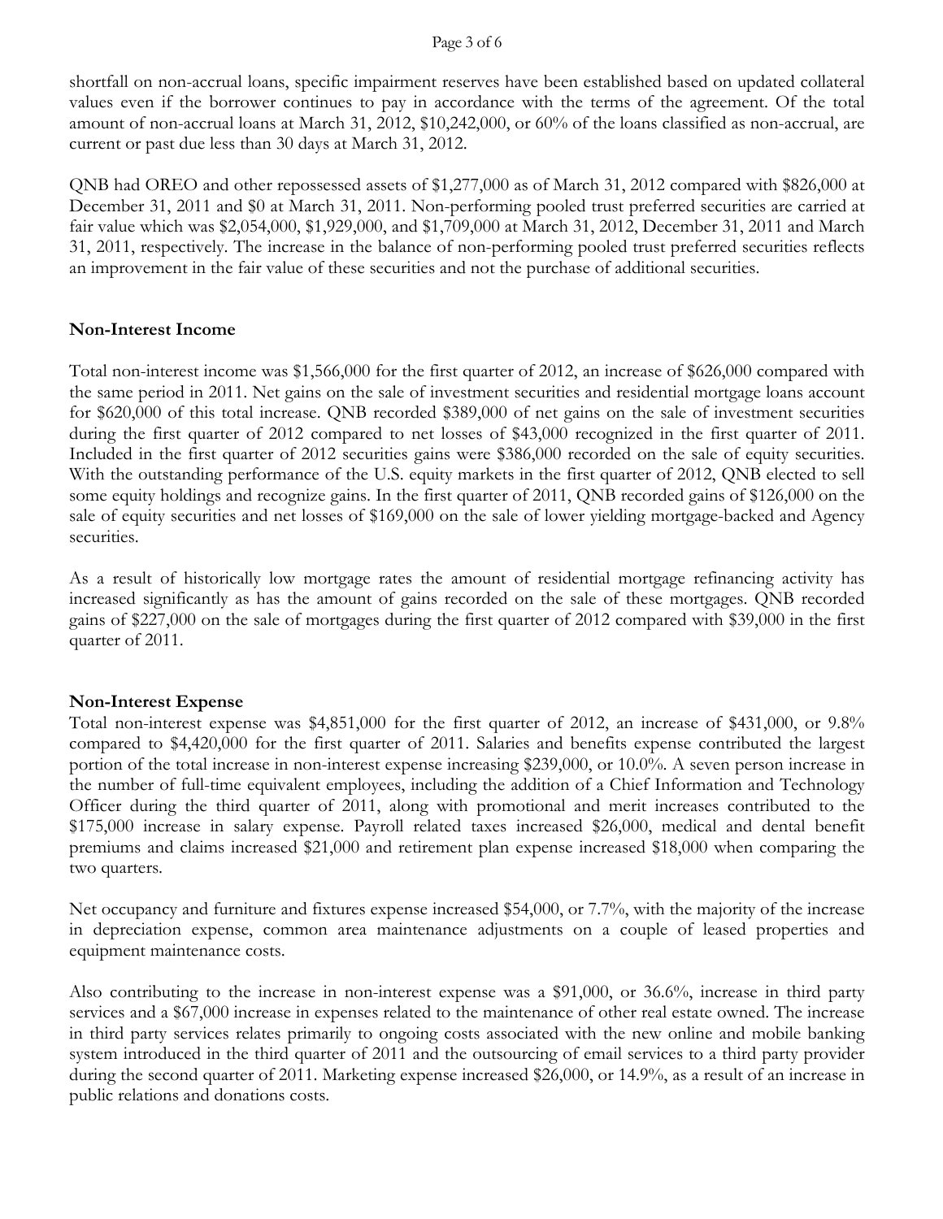shortfall on non-accrual loans, specific impairment reserves have been established based on updated collateral values even if the borrower continues to pay in accordance with the terms of the agreement. Of the total amount of non-accrual loans at March 31, 2012, $10,242,000, or 60% of the loans classified as non-accrual, are current or past due less than 30 days at March 31, 2012.

QNB had OREO and other repossessed assets of $1,277,000 as of March 31, 2012 compared with $826,000 at December 31, 2011 and $0 at March 31, 2011. Non-performing pooled trust preferred securities are carried at fair value which was $2,054,000, $1,929,000, and $1,709,000 at March 31, 2012, December 31, 2011 and March 31, 2011, respectively. The increase in the balance of non-performing pooled trust preferred securities reflects an improvement in the fair value of these securities and not the purchase of additional securities.

**Non-Interest Income**

Total non-interest income was $1,566,000 for the first quarter of 2012, an increase of $626,000 compared with the same period in 2011. Net gains on the sale of investment securities and residential mortgage loans account for $620,000 of this total increase. QNB recorded $389,000 of net gains on the sale of investment securities during the first quarter of 2012 compared to net losses of $43,000 recognized in the first quarter of 2011. Included in the first quarter of 2012 securities gains were $386,000 recorded on the sale of equity securities. With the outstanding performance of the U.S. equity markets in the first quarter of 2012, QNB elected to sell some equity holdings and recognize gains. In the first quarter of 2011, QNB recorded gains of $126,000 on the sale of equity securities and net losses of $169,000 on the sale of lower yielding mortgage-backed and Agency securities.

As a result of historically low mortgage rates the amount of residential mortgage refinancing activity has increased significantly as has the amount of gains recorded on the sale of these mortgages. QNB recorded gains of $227,000 on the sale of mortgages during the first quarter of 2012 compared with $39,000 in the first quarter of 2011.

**Non-Interest Expense**

Total non-interest expense was $4,851,000 for the first quarter of 2012, an increase of $431,000, or 9.8% compared to $4,420,000 for the first quarter of 2011. Salaries and benefits expense contributed the largest portion of the total increase in non-interest expense increasing $239,000, or 10.0%. A seven person increase in the number of full-time equivalent employees, including the addition of a Chief Information and Technology Officer during the third quarter of 2011, along with promotional and merit increases contributed to the $175,000 increase in salary expense. Payroll related taxes increased $26,000, medical and dental benefit premiums and claims increased $21,000 and retirement plan expense increased $18,000 when comparing the two quarters.

Net occupancy and furniture and fixtures expense increased $54,000, or 7.7%, with the majority of the increase in depreciation expense, common area maintenance adjustments on a couple of leased properties and equipment maintenance costs.

Also contributing to the increase in non-interest expense was a $91,000, or 36.6%, increase in third party services and a $67,000 increase in expenses related to the maintenance of other real estate owned. The increase in third party services relates primarily to ongoing costs associated with the new online and mobile banking system introduced in the third quarter of 2011 and the outsourcing of email services to a third party provider during the second quarter of 2011. Marketing expense increased $26,000, or 14.9%, as a result of an increase in public relations and donations costs.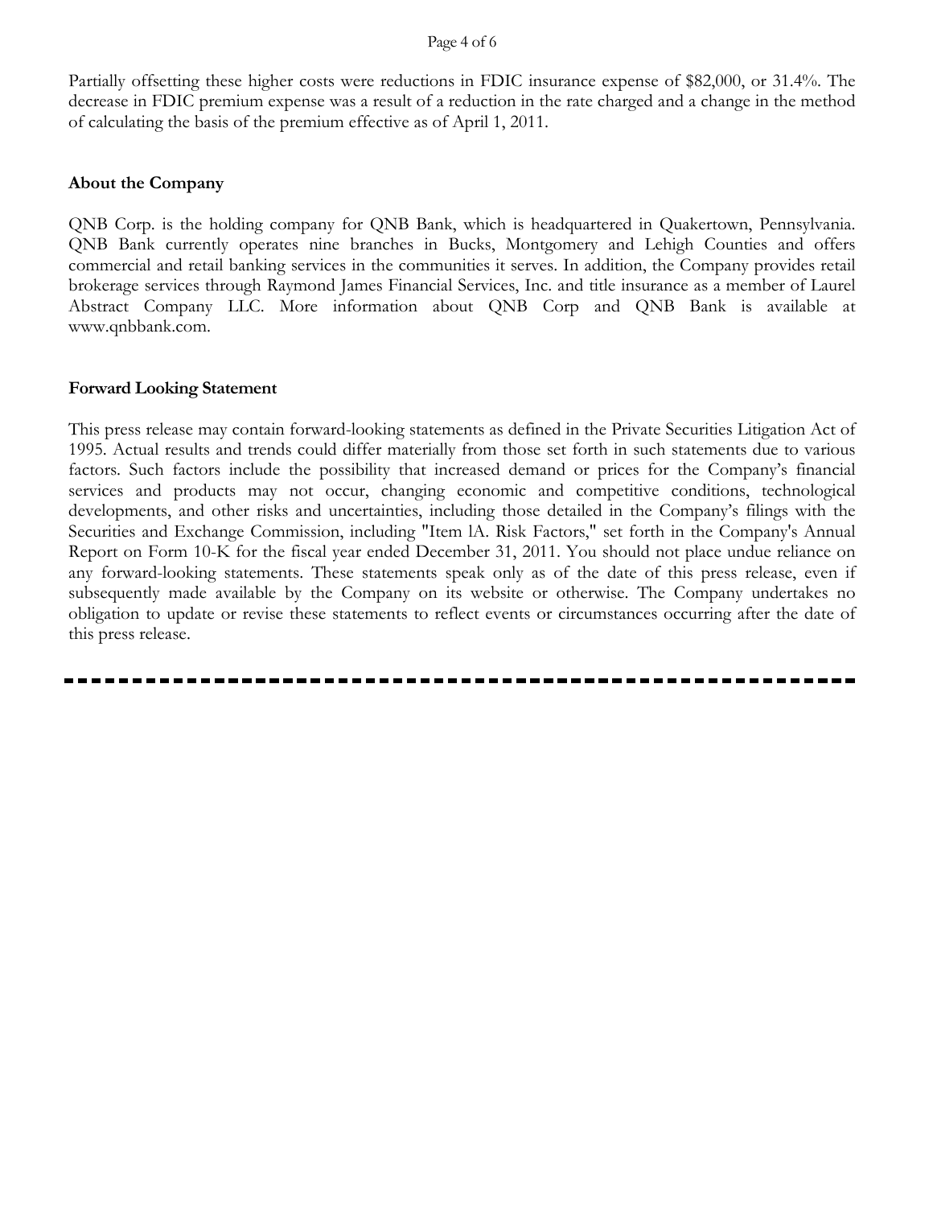Partially offsetting these higher costs were reductions in FDIC insurance expense of $82,000, or 31.4%. The decrease in FDIC premium expense was a result of a reduction in the rate charged and a change in the method of calculating the basis of the premium effective as of April 1, 2011.

**About the Company**

QNB Corp. is the holding company for QNB Bank, which is headquartered in Quakertown, Pennsylvania. QNB Bank currently operates nine branches in Bucks, Montgomery and Lehigh Counties and offers commercial and retail banking services in the communities it serves. In addition, the Company provides retail brokerage services through Raymond James Financial Services, Inc. and title insurance as a member of Laurel Abstract Company LLC. More information about QNB Corp and QNB Bank is available at www.qnbbank.com.

**Forward Looking Statement**

This press release may contain forward-looking statements as defined in the Private Securities Litigation Act of 1995. Actual results and trends could differ materially from those set forth in such statements due to various factors. Such factors include the possibility that increased demand or prices for the Company's financial services and products may not occur, changing economic and competitive conditions, technological developments, and other risks and uncertainties, including those detailed in the Company's filings with the Securities and Exchange Commission, including "Item lA. Risk Factors," set forth in the Company's Annual Report on Form 10-K for the fiscal year ended December 31, 2011. You should not place undue reliance on any forward-looking statements. These statements speak only as of the date of this press release, even if subsequently made available by the Company on its website or otherwise. The Company undertakes no obligation to update or revise these statements to reflect events or circumstances occurring after the date of this press release.

---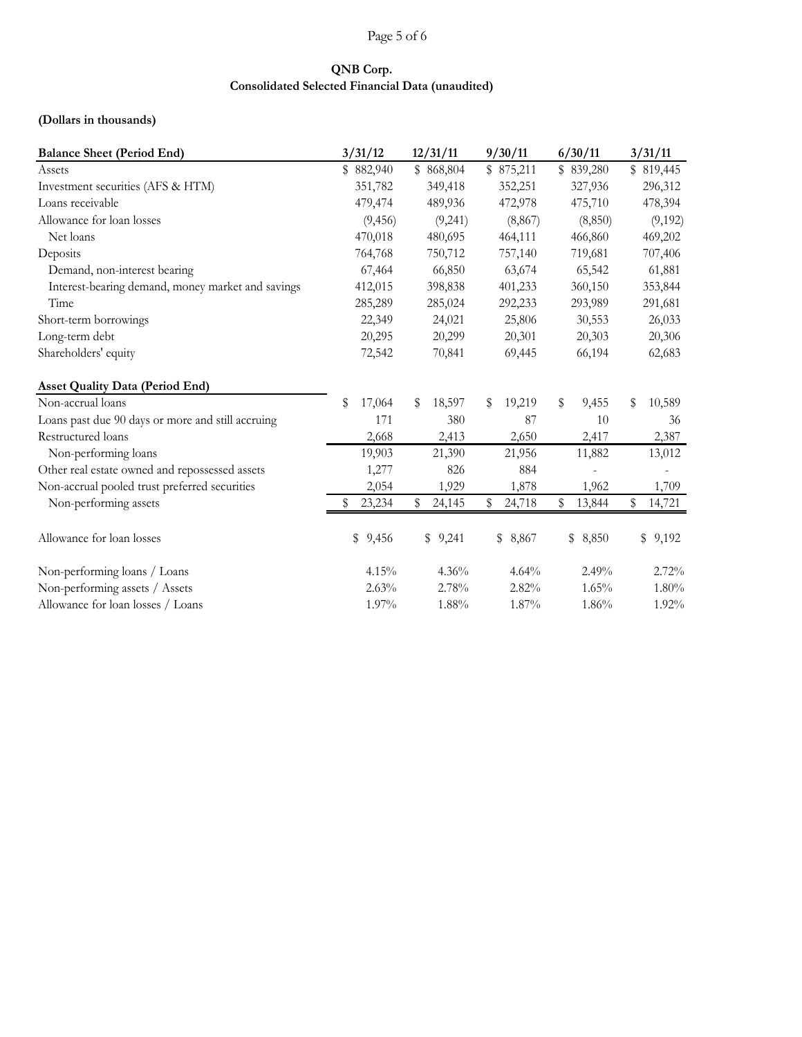**QNB Corp.**
**Consolidated Selected Financial Data (unaudited)**

**(Dollars in thousands)**

| **Balance Sheet (Period End)** | **3/31/12** | **12/31/11** | **9/30/11** | **6/30/11** | **3/31/11** |
|---|---|---|---|---|---|
| Assets | $ 882,940 | $ 868,804 | $ 875,211 | $ 839,280 | $ 819,445 |
| Investment securities (AFS & HTM) | 351,782 | 349,418 | 352,251 | 327,936 | 296,312 |
| Loans receivable | 479,474 | 489,936 | 472,978 | 475,710 | 478,394 |
| Allowance for loan losses | (9,456) | (9,241) | (8,867) | (8,850) | (9,192) |
| Net loans | 470,018 | 480,695 | 464,111 | 466,860 | 469,202 |
| Deposits | 764,768 | 750,712 | 757,140 | 719,681 | 707,406 |
| Demand, non-interest bearing | 67,464 | 66,850 | 63,674 | 65,542 | 61,881 |
| Interest-bearing demand, money market and savings | 412,015 | 398,838 | 401,233 | 360,150 | 353,844 |
| Time | 285,289 | 285,024 | 292,233 | 293,989 | 291,681 |
| Short-term borrowings | 22,349 | 24,021 | 25,806 | 30,553 | 26,033 |
| Long-term debt | 20,295 | 20,299 | 20,301 | 20,303 | 20,306 |
| Shareholders' equity | 72,542 | 70,841 | 69,445 | 66,194 | 62,683 |

| **Asset Quality Data (Period End)** | **3/31/12** | **12/31/11** | **9/30/11** | **6/30/11** | **3/31/11** |
|---|---|---|---|---|---|
| Non-accrual loans | $ 17,064 | $ 18,597 | $ 19,219 | $ 9,455 | $ 10,589 |
| Loans past due 90 days or more and still accruing | 171 | 380 | 87 | 10 | 36 |
| Restructured loans | 2,668 | 2,413 | 2,650 | 2,417 | 2,387 |
| Non-performing loans | 19,903 | 21,390 | 21,956 | 11,882 | 13,012 |
| Other real estate owned and repossessed assets | 1,277 | 826 | 884 | - | - |
| Non-accrual pooled trust preferred securities | 2,054 | 1,929 | 1,878 | 1,962 | 1,709 |
| Non-performing assets | $ 23,234 | $ 24,145 | $ 24,718 | $ 13,844 | $ 14,721 |
| | | | | | |
| Allowance for loan losses | $ 9,456 | $ 9,241 | $ 8,867 | $ 8,850 | $ 9,192 |
| | | | | | |
| Non-performing loans / Loans | 4.15% | 4.36% | 4.64% | 2.49% | 2.72% |
| Non-performing assets / Assets | 2.63% | 2.78% | 2.82% | 1.65% | 1.80% |
| Allowance for loan losses / Loans | 1.97% | 1.88% | 1.87% | 1.86% | 1.92% |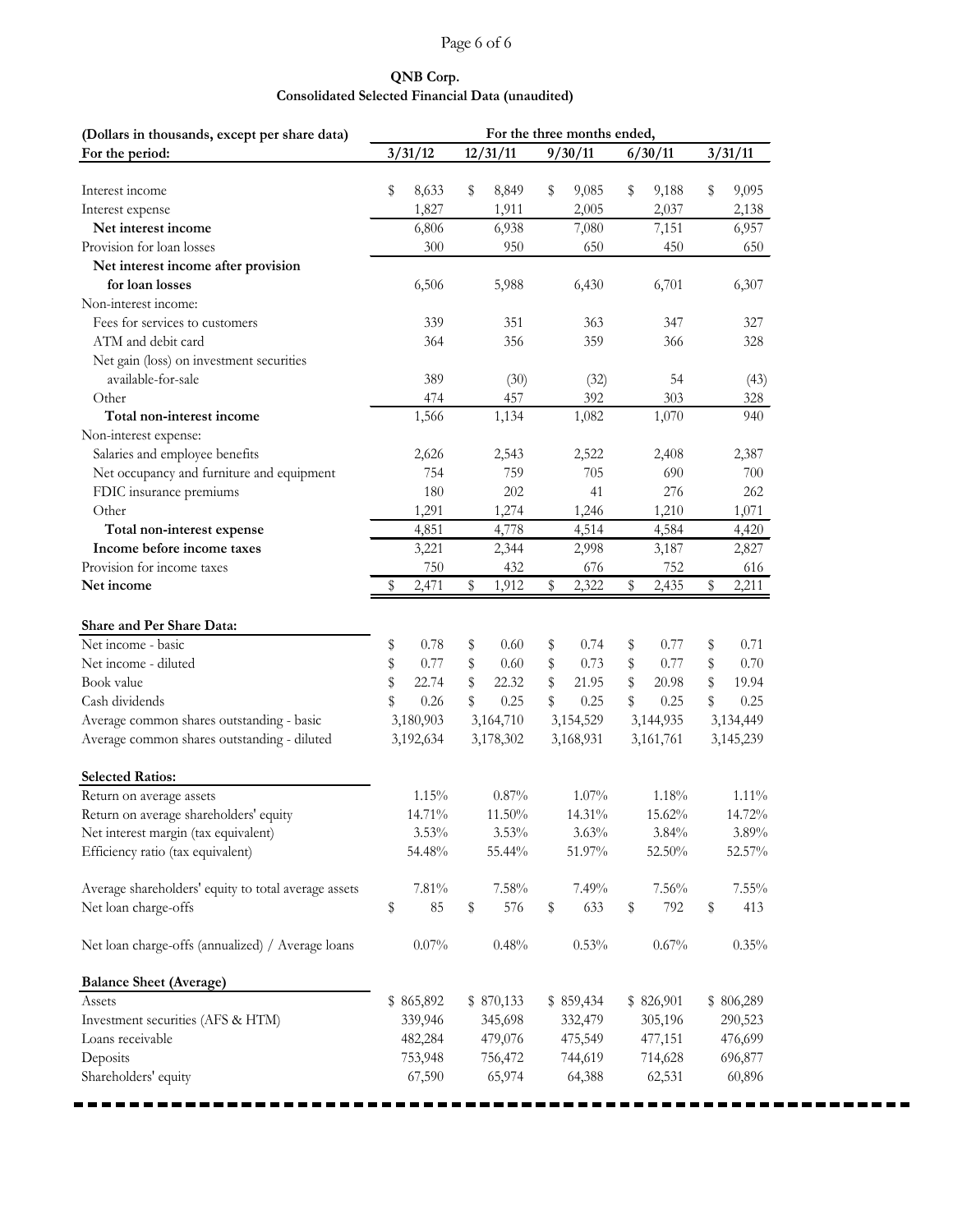**QNB Corp.**
**Consolidated Selected Financial Data (unaudited)**

| (Dollars in thousands, except per share data) | For the three months ended, | | | | |
|---|---|---|---|---|---|
| **For the period:** | 3/31/12 | 12/31/11 | 9/30/11 | 6/30/11 | 3/31/11 |
| Interest income | $ 8,633 | $ 8,849 | $ 9,085 | $ 9,188 | $ 9,095 |
| Interest expense | 1,827 | 1,911 | 2,005 | 2,037 | 2,138 |
| **Net interest income** | 6,806 | 6,938 | 7,080 | 7,151 | 6,957 |
| Provision for loan losses | 300 | 950 | 650 | 450 | 650 |
| **Net interest income after provision for loan losses** | 6,506 | 5,988 | 6,430 | 6,701 | 6,307 |
| Non-interest income: | | | | | |
| Fees for services to customers | 339 | 351 | 363 | 347 | 327 |
| ATM and debit card | 364 | 356 | 359 | 366 | 328 |
| Net gain (loss) on investment securities available-for-sale | 389 | (30) | (32) | 54 | (43) |
| Other | 474 | 457 | 392 | 303 | 328 |
| **Total non-interest income** | 1,566 | 1,134 | 1,082 | 1,070 | 940 |
| Non-interest expense: | | | | | |
| Salaries and employee benefits | 2,626 | 2,543 | 2,522 | 2,408 | 2,387 |
| Net occupancy and furniture and equipment | 754 | 759 | 705 | 690 | 700 |
| FDIC insurance premiums | 180 | 202 | 41 | 276 | 262 |
| Other | 1,291 | 1,274 | 1,246 | 1,210 | 1,071 |
| **Total non-interest expense** | 4,851 | 4,778 | 4,514 | 4,584 | 4,420 |
| **Income before income taxes** | 3,221 | 2,344 | 2,998 | 3,187 | 2,827 |
| Provision for income taxes | 750 | 432 | 676 | 752 | 616 |
| **Net income** | $ 2,471 | $ 1,912 | $ 2,322 | $ 2,435 | $ 2,211 |
| | | | | | |
| **Share and Per Share Data:** | | | | | |
| Net income - basic | $ 0.78 | $ 0.60 | $ 0.74 | $ 0.77 | $ 0.71 |
| Net income - diluted | $ 0.77 | $ 0.60 | $ 0.73 | $ 0.77 | $ 0.70 |
| Book value | $ 22.74 | $ 22.32 | $ 21.95 | $ 20.98 | $ 19.94 |
| Cash dividends | $ 0.26 | $ 0.25 | $ 0.25 | $ 0.25 | $ 0.25 |
| Average common shares outstanding - basic | 3,180,903 | 3,164,710 | 3,154,529 | 3,144,935 | 3,134,449 |
| Average common shares outstanding - diluted | 3,192,634 | 3,178,302 | 3,168,931 | 3,161,761 | 3,145,239 |
| | | | | | |
| **Selected Ratios:** | | | | | |
| Return on average assets | 1.15% | 0.87% | 1.07% | 1.18% | 1.11% |
| Return on average shareholders' equity | 14.71% | 11.50% | 14.31% | 15.62% | 14.72% |
| Net interest margin (tax equivalent) | 3.53% | 3.53% | 3.63% | 3.84% | 3.89% |
| Efficiency ratio (tax equivalent) | 54.48% | 55.44% | 51.97% | 52.50% | 52.57% |
| | | | | | |
| Average shareholders' equity to total average assets | 7.81% | 7.58% | 7.49% | 7.56% | 7.55% |
| Net loan charge-offs | $ 85 | $ 576 | $ 633 | $ 792 | $ 413 |
| | | | | | |
| Net loan charge-offs (annualized) / Average loans | 0.07% | 0.48% | 0.53% | 0.67% | 0.35% |
| | | | | | |
| **Balance Sheet (Average)** | | | | | |
| Assets | $ 865,892 | $ 870,133 | $ 859,434 | $ 826,901 | $ 806,289 |
| Investment securities (AFS & HTM) | 339,946 | 345,698 | 332,479 | 305,196 | 290,523 |
| Loans receivable | 482,284 | 479,076 | 475,549 | 477,151 | 476,699 |
| Deposits | 753,948 | 756,472 | 744,619 | 714,628 | 696,877 |
| Shareholders' equity | 67,590 | 65,974 | 64,388 | 62,531 | 60,896 |